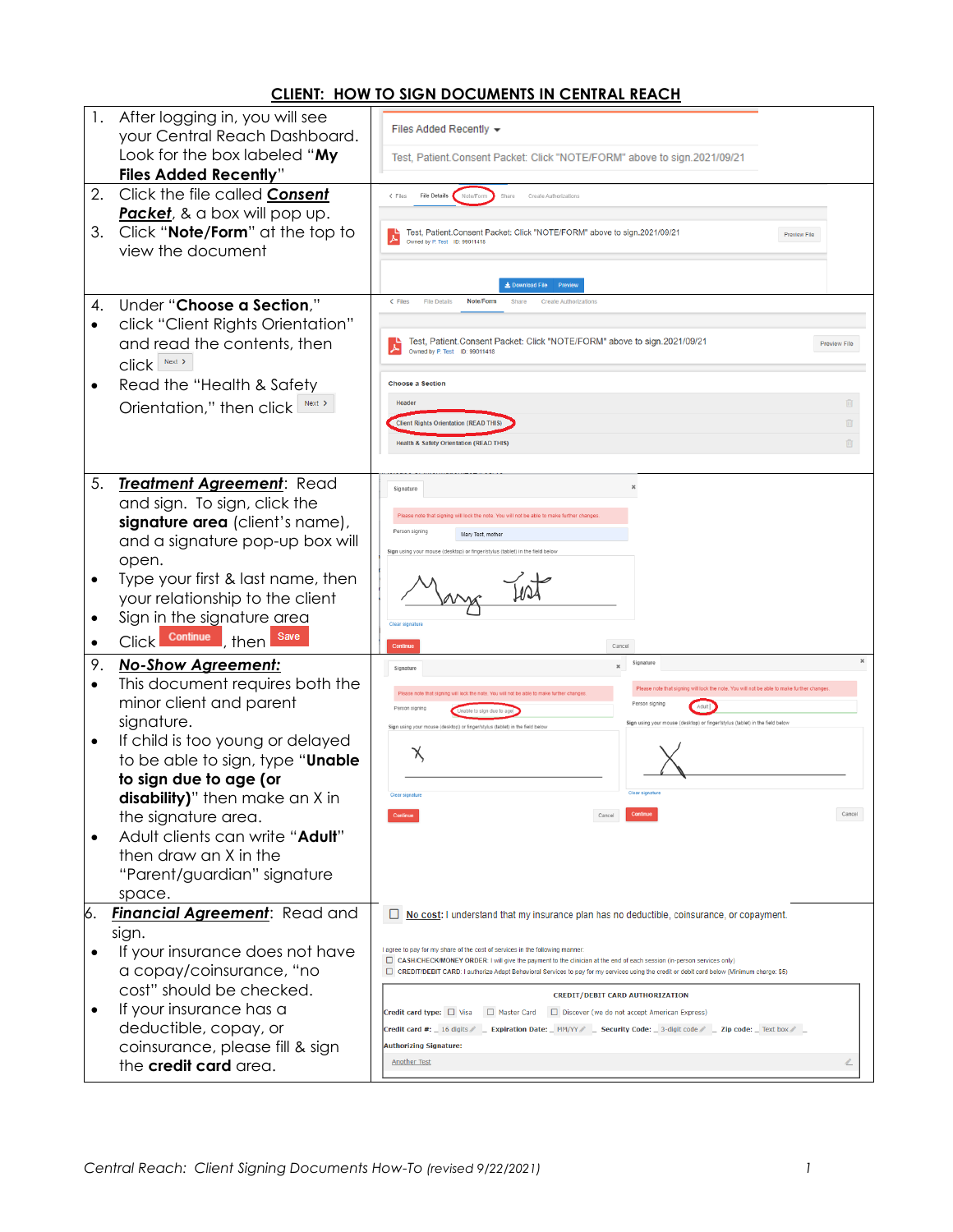## CLIENT: HOW TO SIGN DOCUMENTS IN CENTRAL REACH

| Instructions | Screenshot |
|---|---|
| 1. After logging in, you will see your Central Reach Dashboard. Look for the box labeled "**My Files Added Recently**" | Files Added Recently<br>Test, Patient.Consent Packet: Click "NOTE/FORM" above to sign.2021/09/21 |
| 2. Click the file called ***Consent Packet***, & a box will pop up.<br>3. Click "**Note/Form**" at the top to view the document | Files · File Details · Note/Form · Share · Create Authorizations<br>Test, Patient.Consent Packet: Click "NOTE/FORM" above to sign.2021/09/21<br>Owned by P. Test ID: 99011418<br>Preview File<br>Download File · Preview |
| 4. Under "**Choose a Section**,"<br>• click "Client Rights Orientation" and read the contents, then click Next ><br>• Read the "Health & Safety Orientation," then click Next > | Files · File Details · Note/Form · Share · Create Authorizations<br>Test, Patient.Consent Packet: Click "NOTE/FORM" above to sign.2021/09/21<br>Owned by P. Test ID: 99011418<br>Preview File<br>Choose a Section<br>Header<br>Client Rights Orientation (READ THIS)<br>Health & Safety Orientation (READ THIS) |
| 5. ***Treatment Agreement***: Read and sign. To sign, click the **signature area** (client's name), and a signature pop-up box will open.<br>• Type your first & last name, then your relationship to the client<br>• Sign in the signature area<br>• Click Continue, then Save | Signature<br>Please note that signing will lock the note. You will not be able to make further changes.<br>Person signing: Mary Test, mother<br>Sign using your mouse (desktop) or finger/stylus (tablet) in the field below<br>Clear signature<br>Continue · Cancel |
| 9. ***No-Show Agreement:***<br>• This document requires both the minor client and parent signature.<br>• If child is too young or delayed to be able to sign, type "**Unable to sign due to age (or disability)**" then make an X in the signature area.<br>• Adult clients can write "**Adult**" then draw an X in the "Parent/guardian" signature space. | Signature<br>Please note that signing will lock the note. You will not be able to make further changes.<br>Person signing: Unable to sign due to age<br>Sign using your mouse (desktop) or finger/stylus (tablet) in the field below<br>Clear signature<br>Continue · Cancel<br><br>Signature<br>Please note that signing will lock the note. You will not be able to make further changes.<br>Person signing: Adult<br>Sign using your mouse (desktop) or finger/stylus (tablet) in the field below<br>Clear signature<br>Continue · Cancel |
| 6. ***Financial Agreement***: Read and sign.<br>• If your insurance does not have a copay/coinsurance, "no cost" should be checked.<br>• If your insurance has a deductible, copay, or coinsurance, please fill & sign the **credit card** area. | ☐ No cost: I understand that my insurance plan has no deductible, coinsurance, or copayment.<br>I agree to pay for my share of the cost of services in the following manner:<br>☐ CASH/CHECK/MONEY ORDER: I will give the payment to the clinician at the end of each session (in-person services only)<br>☐ CREDIT/DEBIT CARD: I authorize Adapt Behavioral Services to pay for my services using the credit or debit card below (Minimum charge: $5)<br>CREDIT/DEBIT CARD AUTHORIZATION<br>Credit card type: ☐ Visa ☐ Master Card ☐ Discover (we do not accept American Express)<br>Credit card #: _16 digits_ Expiration Date: _MM/YY_ Security Code: _3-digit code_ Zip code: _Text box_<br>Authorizing Signature:<br>Another Test |

*Central Reach: Client Signing Documents How-To (revised 9/22/2021)*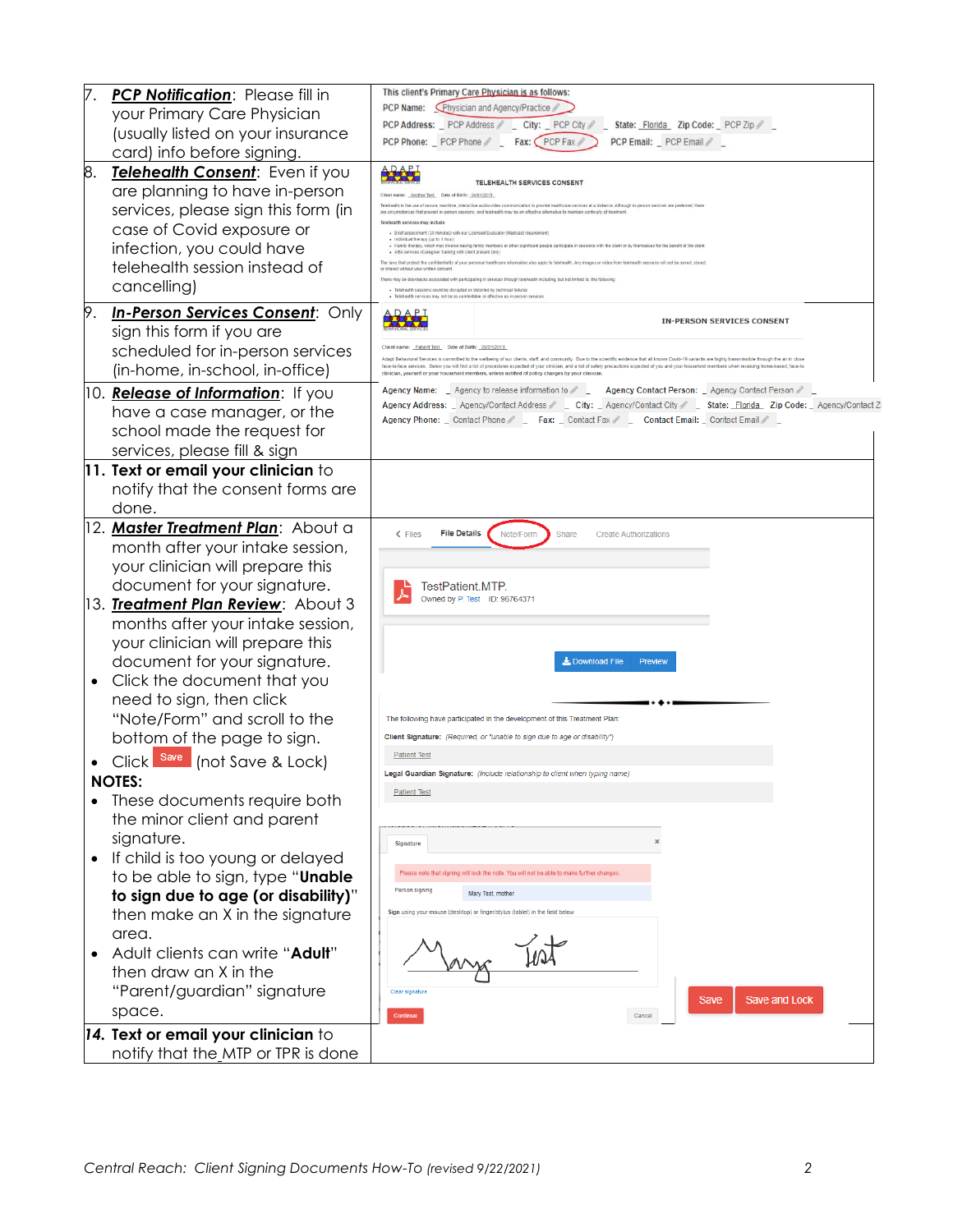| | |
|---|---|
| 7. ***PCP Notification***: Please fill in your Primary Care Physician (usually listed on your insurance card) info before signing. | This client's Primary Care Physician is as follows: PCP Name: Physician and Agency/Practice PCP Address: PCP Address City: PCP City State: Florida Zip Code: PCP Zip PCP Phone: PCP Phone Fax: PCP Fax PCP Email: PCP Email |
| 8. ***Telehealth Consent***: Even if you are planning to have in-person services, please sign this form (in case of Covid exposure or infection, you could have telehealth session instead of cancelling) | TELEHEALTH SERVICES CONSENT |
| 9. ***In-Person Services Consent***: Only sign this form if you are scheduled for in-person services (in-home, in-school, in-office) | IN-PERSON SERVICES CONSENT |
| 10. ***Release of Information***: If you have a case manager, or the school made the request for services, please fill & sign | Agency Name: Agency to release information to Agency Contact Person: Agency Contact Person Agency Address: Agency/Contact Address City: Agency/Contact City State: Florida Zip Code: Agency/Contact Zi Agency Phone: Contact Phone Fax: Contact Fax Contact Email: Contact Email |
| 11. **Text or email your clinician** to notify that the consent forms are done. | |
| 12. ***Master Treatment Plan***: About a month after your intake session, your clinician will prepare this document for your signature.<br>13. ***Treatment Plan Review***: About 3 months after your intake session, your clinician will prepare this document for your signature.<br>• Click the document that you need to sign, then click "Note/Form" and scroll to the bottom of the page to sign.<br>• Click Save (not Save & Lock)<br>**NOTES:**<br>• These documents require both the minor client and parent signature.<br>• If child is too young or delayed to be able to sign, type "**Unable to sign due to age (or disability)**" then make an X in the signature area.<br>• Adult clients can write "**Adult**" then draw an X in the "Parent/guardian" signature space. | Files File Details Note/Form Share Create Authorizations TestPatient.MTP Owned by P Test ID: 95764371 Download File Preview The following have participated in the development of this Treatment Plan: Client Signature: (Required, or "unable to sign due to age or disability") Patient Test Legal Guardian Signature: (Include relationship to client when typing name) Patient Test Signature Please note that signing will lock the note. You will not be able to make further changes. Person signing Mary Test, mother Sign using your mouse (desktop) or finger/stylus (tablet) in the field below Clear signature Continue Cancel Save Save and Lock |
| 14. **Text or email your clinician** to notify that the MTP or TPR is done | |

*Central Reach: Client Signing Documents How-To (revised 9/22/2021)*